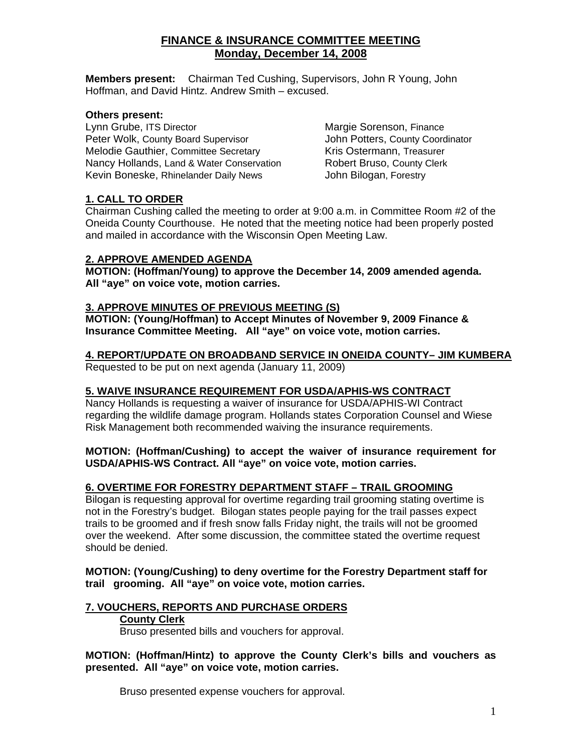# FINANCE & INSURANCE COMMITTEE MEETING
## Monday, December 14, 2008

**Members present:** Chairman Ted Cushing, Supervisors, John R Young, John Hoffman, and David Hintz. Andrew Smith – excused.

**Others present:**

Lynn Grube, ITS Director
Peter Wolk, County Board Supervisor
Melodie Gauthier, Committee Secretary
Nancy Hollands, Land & Water Conservation
Kevin Boneske, Rhinelander Daily News
Margie Sorenson, Finance
John Potters, County Coordinator
Kris Ostermann, Treasurer
Robert Bruso, County Clerk
John Bilogan, Forestry

### 1. CALL TO ORDER

Chairman Cushing called the meeting to order at 9:00 a.m. in Committee Room #2 of the Oneida County Courthouse. He noted that the meeting notice had been properly posted and mailed in accordance with the Wisconsin Open Meeting Law.

### 2. APPROVE AMENDED AGENDA

**MOTION: (Hoffman/Young) to approve the December 14, 2009 amended agenda. All "aye" on voice vote, motion carries.**

### 3. APPROVE MINUTES OF PREVIOUS MEETING (S)

**MOTION: (Young/Hoffman) to Accept Minutes of November 9, 2009 Finance & Insurance Committee Meeting. All "aye" on voice vote, motion carries.**

### 4. REPORT/UPDATE ON BROADBAND SERVICE IN ONEIDA COUNTY– JIM KUMBERA

Requested to be put on next agenda (January 11, 2009)

### 5. WAIVE INSURANCE REQUIREMENT FOR USDA/APHIS-WS CONTRACT

Nancy Hollands is requesting a waiver of insurance for USDA/APHIS-WI Contract regarding the wildlife damage program. Hollands states Corporation Counsel and Wiese Risk Management both recommended waiving the insurance requirements.

**MOTION: (Hoffman/Cushing) to accept the waiver of insurance requirement for USDA/APHIS-WS Contract. All "aye" on voice vote, motion carries.**

### 6. OVERTIME FOR FORESTRY DEPARTMENT STAFF – TRAIL GROOMING

Bilogan is requesting approval for overtime regarding trail grooming stating overtime is not in the Forestry's budget. Bilogan states people paying for the trail passes expect trails to be groomed and if fresh snow falls Friday night, the trails will not be groomed over the weekend. After some discussion, the committee stated the overtime request should be denied.

**MOTION: (Young/Cushing) to deny overtime for the Forestry Department staff for trail grooming. All "aye" on voice vote, motion carries.**

### 7. VOUCHERS, REPORTS AND PURCHASE ORDERS

**County Clerk**

Bruso presented bills and vouchers for approval.

**MOTION: (Hoffman/Hintz) to approve the County Clerk's bills and vouchers as presented. All "aye" on voice vote, motion carries.**

Bruso presented expense vouchers for approval.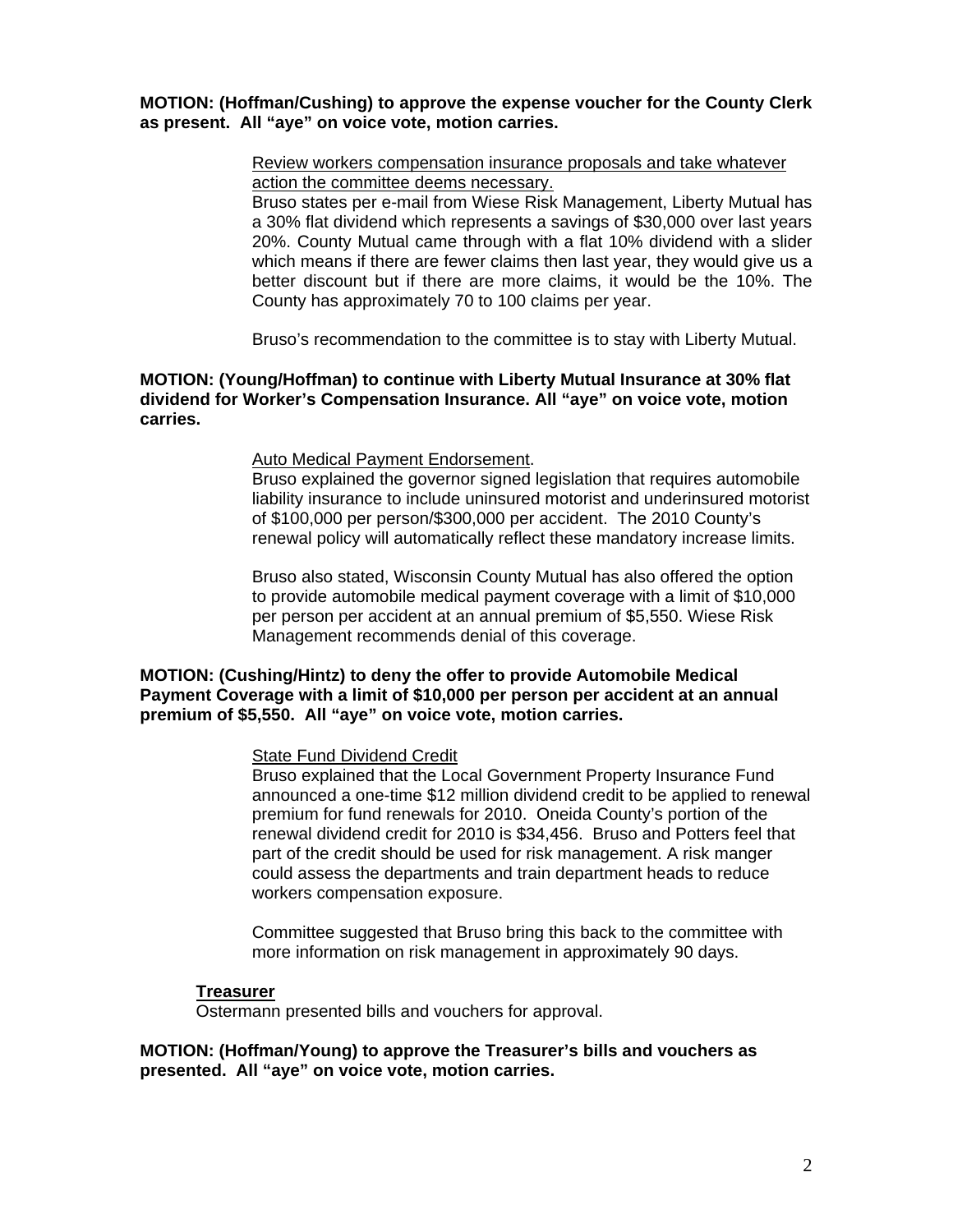**MOTION: (Hoffman/Cushing) to approve the expense voucher for the County Clerk as present. All "aye" on voice vote, motion carries.**

Review workers compensation insurance proposals and take whatever action the committee deems necessary.

Bruso states per e-mail from Wiese Risk Management, Liberty Mutual has a 30% flat dividend which represents a savings of $30,000 over last years 20%. County Mutual came through with a flat 10% dividend with a slider which means if there are fewer claims then last year, they would give us a better discount but if there are more claims, it would be the 10%. The County has approximately 70 to 100 claims per year.

Bruso's recommendation to the committee is to stay with Liberty Mutual.

**MOTION: (Young/Hoffman) to continue with Liberty Mutual Insurance at 30% flat dividend for Worker's Compensation Insurance. All "aye" on voice vote, motion carries.**

Auto Medical Payment Endorsement.

Bruso explained the governor signed legislation that requires automobile liability insurance to include uninsured motorist and underinsured motorist of $100,000 per person/$300,000 per accident. The 2010 County's renewal policy will automatically reflect these mandatory increase limits.

Bruso also stated, Wisconsin County Mutual has also offered the option to provide automobile medical payment coverage with a limit of $10,000 per person per accident at an annual premium of $5,550. Wiese Risk Management recommends denial of this coverage.

**MOTION: (Cushing/Hintz) to deny the offer to provide Automobile Medical Payment Coverage with a limit of $10,000 per person per accident at an annual premium of $5,550. All "aye" on voice vote, motion carries.**

State Fund Dividend Credit

Bruso explained that the Local Government Property Insurance Fund announced a one-time $12 million dividend credit to be applied to renewal premium for fund renewals for 2010. Oneida County's portion of the renewal dividend credit for 2010 is $34,456. Bruso and Potters feel that part of the credit should be used for risk management. A risk manger could assess the departments and train department heads to reduce workers compensation exposure.

Committee suggested that Bruso bring this back to the committee with more information on risk management in approximately 90 days.

**Treasurer**

Ostermann presented bills and vouchers for approval.

**MOTION: (Hoffman/Young) to approve the Treasurer's bills and vouchers as presented. All "aye" on voice vote, motion carries.**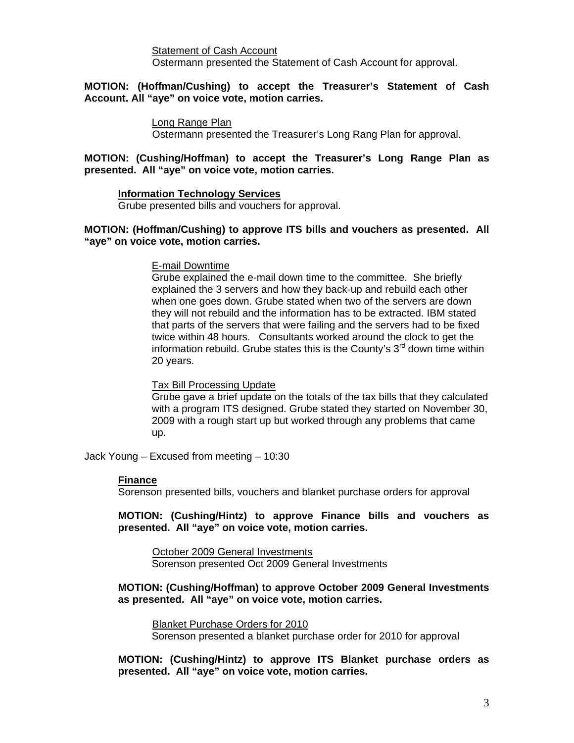Statement of Cash Account

Ostermann presented the Statement of Cash Account for approval.

**MOTION: (Hoffman/Cushing) to accept the Treasurer's Statement of Cash Account. All "aye" on voice vote, motion carries.**

Long Range Plan

Ostermann presented the Treasurer's Long Rang Plan for approval.

**MOTION: (Cushing/Hoffman) to accept the Treasurer's Long Range Plan as presented. All "aye" on voice vote, motion carries.**

**Information Technology Services**

Grube presented bills and vouchers for approval.

**MOTION: (Hoffman/Cushing) to approve ITS bills and vouchers as presented. All "aye" on voice vote, motion carries.**

E-mail Downtime

Grube explained the e-mail down time to the committee. She briefly explained the 3 servers and how they back-up and rebuild each other when one goes down. Grube stated when two of the servers are down they will not rebuild and the information has to be extracted. IBM stated that parts of the servers that were failing and the servers had to be fixed twice within 48 hours. Consultants worked around the clock to get the information rebuild. Grube states this is the County's 3rd down time within 20 years.

Tax Bill Processing Update

Grube gave a brief update on the totals of the tax bills that they calculated with a program ITS designed. Grube stated they started on November 30, 2009 with a rough start up but worked through any problems that came up.

Jack Young – Excused from meeting – 10:30

**Finance**

Sorenson presented bills, vouchers and blanket purchase orders for approval

**MOTION: (Cushing/Hintz) to approve Finance bills and vouchers as presented. All "aye" on voice vote, motion carries.**

October 2009 General Investments

Sorenson presented Oct 2009 General Investments

**MOTION: (Cushing/Hoffman) to approve October 2009 General Investments as presented. All "aye" on voice vote, motion carries.**

Blanket Purchase Orders for 2010

Sorenson presented a blanket purchase order for 2010 for approval

**MOTION: (Cushing/Hintz) to approve ITS Blanket purchase orders as presented. All "aye" on voice vote, motion carries.**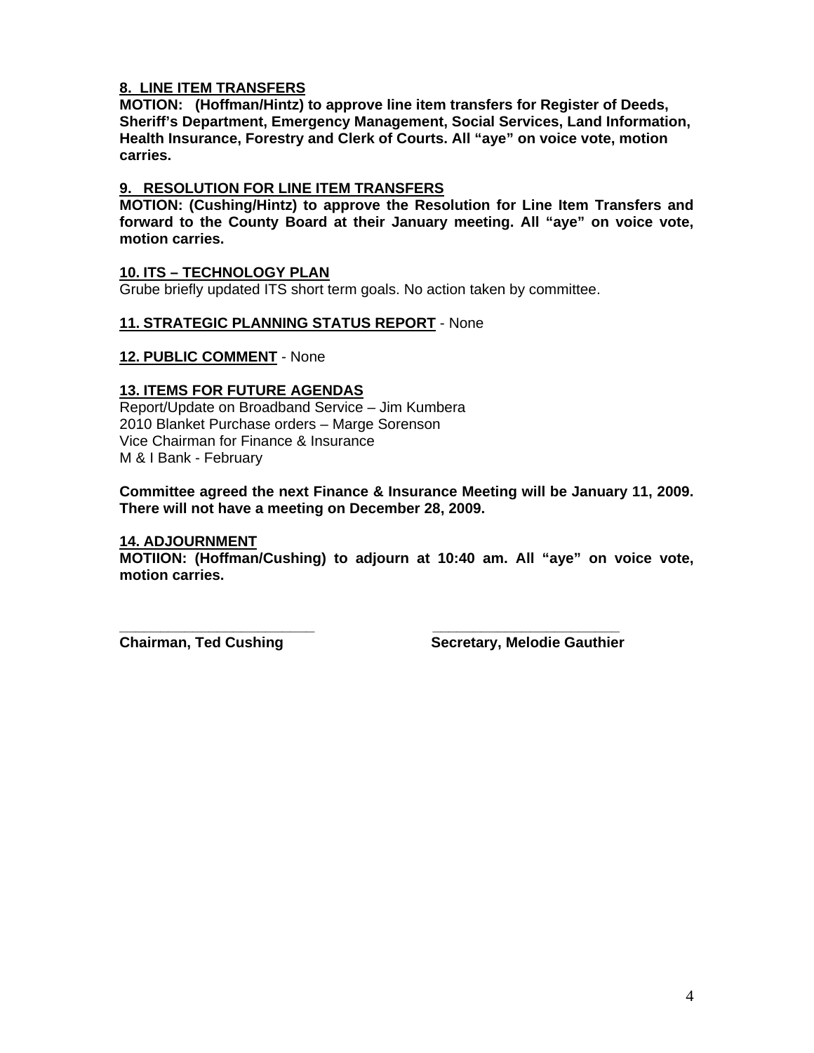**8. LINE ITEM TRANSFERS**

**MOTION: (Hoffman/Hintz) to approve line item transfers for Register of Deeds, Sheriff's Department, Emergency Management, Social Services, Land Information, Health Insurance, Forestry and Clerk of Courts. All "aye" on voice vote, motion carries.**

**9. RESOLUTION FOR LINE ITEM TRANSFERS**

**MOTION: (Cushing/Hintz) to approve the Resolution for Line Item Transfers and forward to the County Board at their January meeting. All "aye" on voice vote, motion carries.**

**10. ITS – TECHNOLOGY PLAN**

Grube briefly updated ITS short term goals. No action taken by committee.

**11. STRATEGIC PLANNING STATUS REPORT** - None

**12. PUBLIC COMMENT** - None

**13. ITEMS FOR FUTURE AGENDAS**

Report/Update on Broadband Service – Jim Kumbera
2010 Blanket Purchase orders – Marge Sorenson
Vice Chairman for Finance & Insurance
M & I Bank - February

**Committee agreed the next Finance & Insurance Meeting will be January 11, 2009. There will not have a meeting on December 28, 2009.**

**14. ADJOURNMENT**

**MOTIION: (Hoffman/Cushing) to adjourn at 10:40 am. All "aye" on voice vote, motion carries.**

________________________ ________________________

**Chairman, Ted Cushing** **Secretary, Melodie Gauthier**